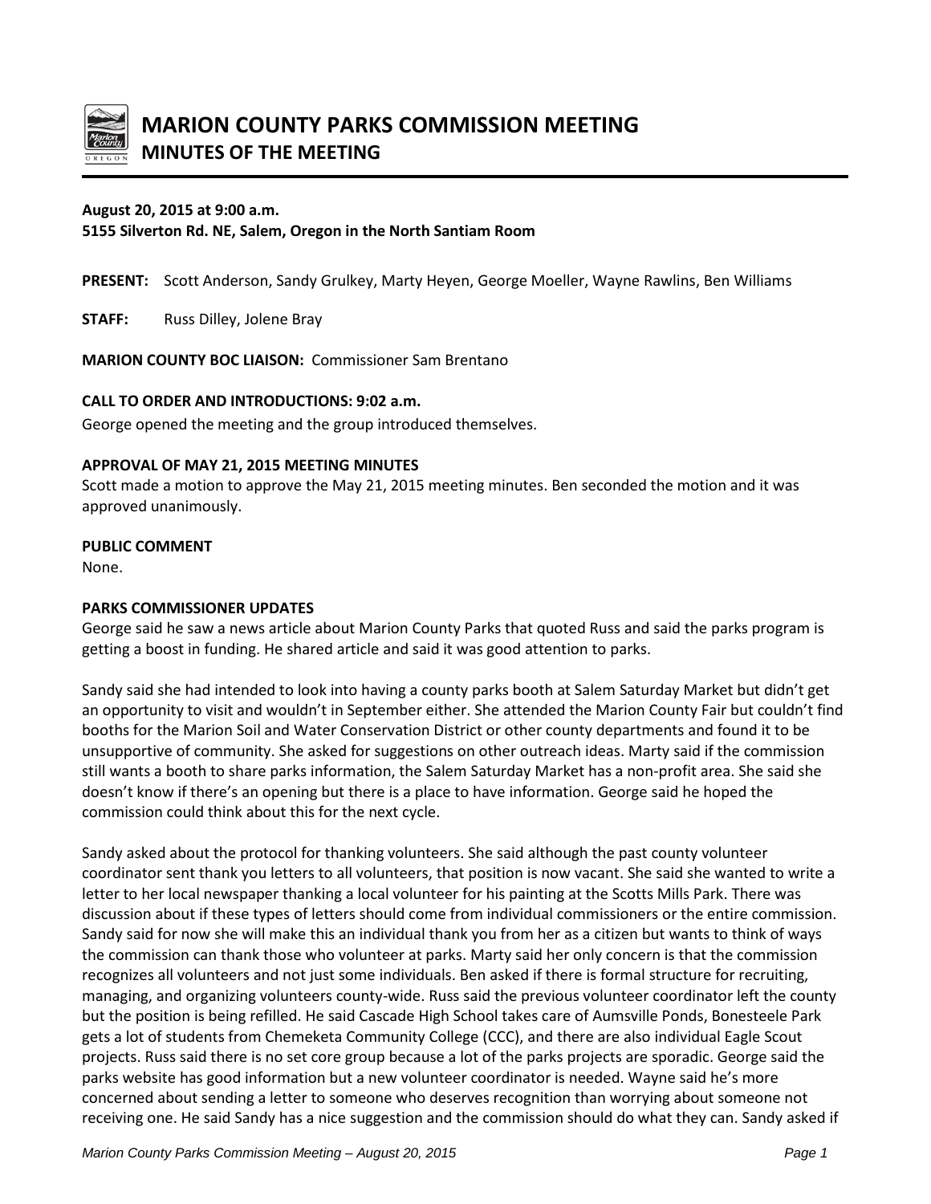# MARION COUNTY PARKS COMMISSION MEETING
## MINUTES OF THE MEETING

**August 20, 2015 at 9:00 a.m.**
**5155 Silverton Rd. NE, Salem, Oregon in the North Santiam Room**

**PRESENT:** Scott Anderson, Sandy Grulkey, Marty Heyen, George Moeller, Wayne Rawlins, Ben Williams

**STAFF:** Russ Dilley, Jolene Bray

**MARION COUNTY BOC LIAISON:** Commissioner Sam Brentano

**CALL TO ORDER AND INTRODUCTIONS: 9:02 a.m.**

George opened the meeting and the group introduced themselves.

**APPROVAL OF MAY 21, 2015 MEETING MINUTES**

Scott made a motion to approve the May 21, 2015 meeting minutes. Ben seconded the motion and it was approved unanimously.

**PUBLIC COMMENT**

None.

**PARKS COMMISSIONER UPDATES**

George said he saw a news article about Marion County Parks that quoted Russ and said the parks program is getting a boost in funding. He shared article and said it was good attention to parks.

Sandy said she had intended to look into having a county parks booth at Salem Saturday Market but didn't get an opportunity to visit and wouldn't in September either. She attended the Marion County Fair but couldn't find booths for the Marion Soil and Water Conservation District or other county departments and found it to be unsupportive of community. She asked for suggestions on other outreach ideas. Marty said if the commission still wants a booth to share parks information, the Salem Saturday Market has a non-profit area. She said she doesn't know if there's an opening but there is a place to have information. George said he hoped the commission could think about this for the next cycle.

Sandy asked about the protocol for thanking volunteers. She said although the past county volunteer coordinator sent thank you letters to all volunteers, that position is now vacant. She said she wanted to write a letter to her local newspaper thanking a local volunteer for his painting at the Scotts Mills Park. There was discussion about if these types of letters should come from individual commissioners or the entire commission. Sandy said for now she will make this an individual thank you from her as a citizen but wants to think of ways the commission can thank those who volunteer at parks. Marty said her only concern is that the commission recognizes all volunteers and not just some individuals. Ben asked if there is formal structure for recruiting, managing, and organizing volunteers county-wide. Russ said the previous volunteer coordinator left the county but the position is being refilled. He said Cascade High School takes care of Aumsville Ponds, Bonesteele Park gets a lot of students from Chemeketa Community College (CCC), and there are also individual Eagle Scout projects. Russ said there is no set core group because a lot of the parks projects are sporadic. George said the parks website has good information but a new volunteer coordinator is needed. Wayne said he's more concerned about sending a letter to someone who deserves recognition than worrying about someone not receiving one. He said Sandy has a nice suggestion and the commission should do what they can. Sandy asked if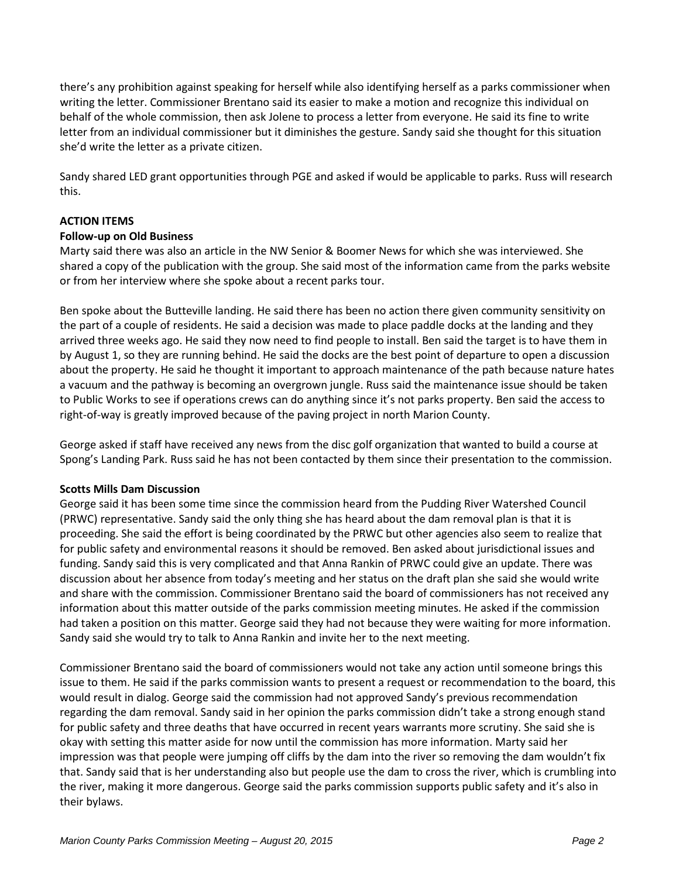there's any prohibition against speaking for herself while also identifying herself as a parks commissioner when writing the letter. Commissioner Brentano said its easier to make a motion and recognize this individual on behalf of the whole commission, then ask Jolene to process a letter from everyone. He said its fine to write letter from an individual commissioner but it diminishes the gesture. Sandy said she thought for this situation she'd write the letter as a private citizen.

Sandy shared LED grant opportunities through PGE and asked if would be applicable to parks. Russ will research this.

**ACTION ITEMS**

**Follow-up on Old Business**

Marty said there was also an article in the NW Senior & Boomer News for which she was interviewed. She shared a copy of the publication with the group. She said most of the information came from the parks website or from her interview where she spoke about a recent parks tour.

Ben spoke about the Butteville landing. He said there has been no action there given community sensitivity on the part of a couple of residents. He said a decision was made to place paddle docks at the landing and they arrived three weeks ago. He said they now need to find people to install. Ben said the target is to have them in by August 1, so they are running behind. He said the docks are the best point of departure to open a discussion about the property. He said he thought it important to approach maintenance of the path because nature hates a vacuum and the pathway is becoming an overgrown jungle. Russ said the maintenance issue should be taken to Public Works to see if operations crews can do anything since it's not parks property. Ben said the access to right-of-way is greatly improved because of the paving project in north Marion County.

George asked if staff have received any news from the disc golf organization that wanted to build a course at Spong's Landing Park. Russ said he has not been contacted by them since their presentation to the commission.

**Scotts Mills Dam Discussion**

George said it has been some time since the commission heard from the Pudding River Watershed Council (PRWC) representative. Sandy said the only thing she has heard about the dam removal plan is that it is proceeding. She said the effort is being coordinated by the PRWC but other agencies also seem to realize that for public safety and environmental reasons it should be removed. Ben asked about jurisdictional issues and funding. Sandy said this is very complicated and that Anna Rankin of PRWC could give an update. There was discussion about her absence from today's meeting and her status on the draft plan she said she would write and share with the commission. Commissioner Brentano said the board of commissioners has not received any information about this matter outside of the parks commission meeting minutes. He asked if the commission had taken a position on this matter. George said they had not because they were waiting for more information. Sandy said she would try to talk to Anna Rankin and invite her to the next meeting.

Commissioner Brentano said the board of commissioners would not take any action until someone brings this issue to them. He said if the parks commission wants to present a request or recommendation to the board, this would result in dialog. George said the commission had not approved Sandy's previous recommendation regarding the dam removal. Sandy said in her opinion the parks commission didn't take a strong enough stand for public safety and three deaths that have occurred in recent years warrants more scrutiny. She said she is okay with setting this matter aside for now until the commission has more information. Marty said her impression was that people were jumping off cliffs by the dam into the river so removing the dam wouldn't fix that. Sandy said that is her understanding also but people use the dam to cross the river, which is crumbling into the river, making it more dangerous. George said the parks commission supports public safety and it's also in their bylaws.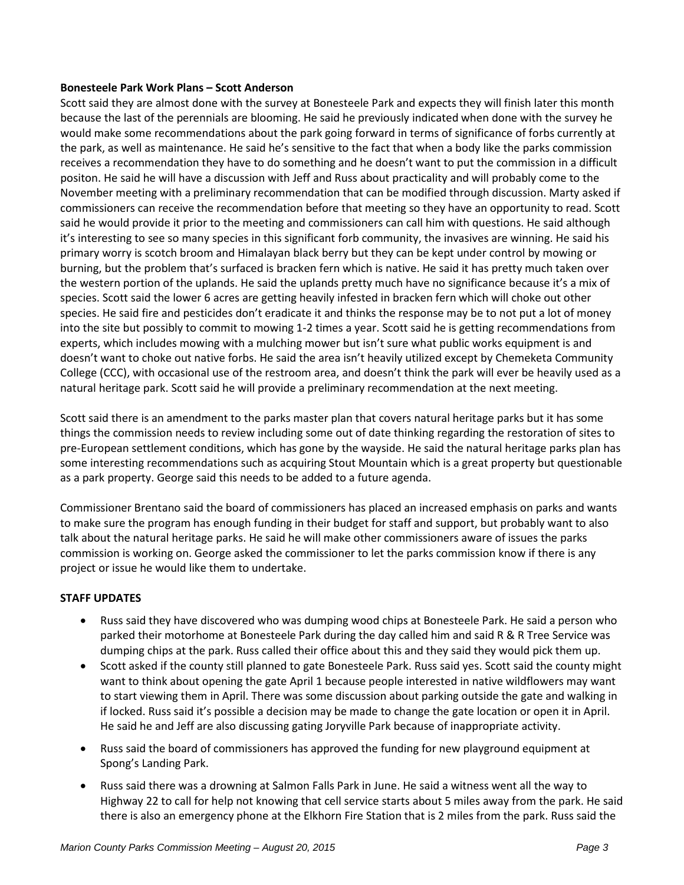**Bonesteele Park Work Plans – Scott Anderson**

Scott said they are almost done with the survey at Bonesteele Park and expects they will finish later this month because the last of the perennials are blooming. He said he previously indicated when done with the survey he would make some recommendations about the park going forward in terms of significance of forbs currently at the park, as well as maintenance. He said he's sensitive to the fact that when a body like the parks commission receives a recommendation they have to do something and he doesn't want to put the commission in a difficult positon. He said he will have a discussion with Jeff and Russ about practicality and will probably come to the November meeting with a preliminary recommendation that can be modified through discussion. Marty asked if commissioners can receive the recommendation before that meeting so they have an opportunity to read. Scott said he would provide it prior to the meeting and commissioners can call him with questions. He said although it's interesting to see so many species in this significant forb community, the invasives are winning. He said his primary worry is scotch broom and Himalayan black berry but they can be kept under control by mowing or burning, but the problem that's surfaced is bracken fern which is native. He said it has pretty much taken over the western portion of the uplands. He said the uplands pretty much have no significance because it's a mix of species. Scott said the lower 6 acres are getting heavily infested in bracken fern which will choke out other species. He said fire and pesticides don't eradicate it and thinks the response may be to not put a lot of money into the site but possibly to commit to mowing 1-2 times a year. Scott said he is getting recommendations from experts, which includes mowing with a mulching mower but isn't sure what public works equipment is and doesn't want to choke out native forbs. He said the area isn't heavily utilized except by Chemeketa Community College (CCC), with occasional use of the restroom area, and doesn't think the park will ever be heavily used as a natural heritage park. Scott said he will provide a preliminary recommendation at the next meeting.

Scott said there is an amendment to the parks master plan that covers natural heritage parks but it has some things the commission needs to review including some out of date thinking regarding the restoration of sites to pre-European settlement conditions, which has gone by the wayside. He said the natural heritage parks plan has some interesting recommendations such as acquiring Stout Mountain which is a great property but questionable as a park property. George said this needs to be added to a future agenda.

Commissioner Brentano said the board of commissioners has placed an increased emphasis on parks and wants to make sure the program has enough funding in their budget for staff and support, but probably want to also talk about the natural heritage parks. He said he will make other commissioners aware of issues the parks commission is working on. George asked the commissioner to let the parks commission know if there is any project or issue he would like them to undertake.

**STAFF UPDATES**

- Russ said they have discovered who was dumping wood chips at Bonesteele Park. He said a person who parked their motorhome at Bonesteele Park during the day called him and said R & R Tree Service was dumping chips at the park. Russ called their office about this and they said they would pick them up.
- Scott asked if the county still planned to gate Bonesteele Park. Russ said yes. Scott said the county might want to think about opening the gate April 1 because people interested in native wildflowers may want to start viewing them in April. There was some discussion about parking outside the gate and walking in if locked. Russ said it's possible a decision may be made to change the gate location or open it in April. He said he and Jeff are also discussing gating Joryville Park because of inappropriate activity.
- Russ said the board of commissioners has approved the funding for new playground equipment at Spong's Landing Park.
- Russ said there was a drowning at Salmon Falls Park in June. He said a witness went all the way to Highway 22 to call for help not knowing that cell service starts about 5 miles away from the park. He said there is also an emergency phone at the Elkhorn Fire Station that is 2 miles from the park. Russ said the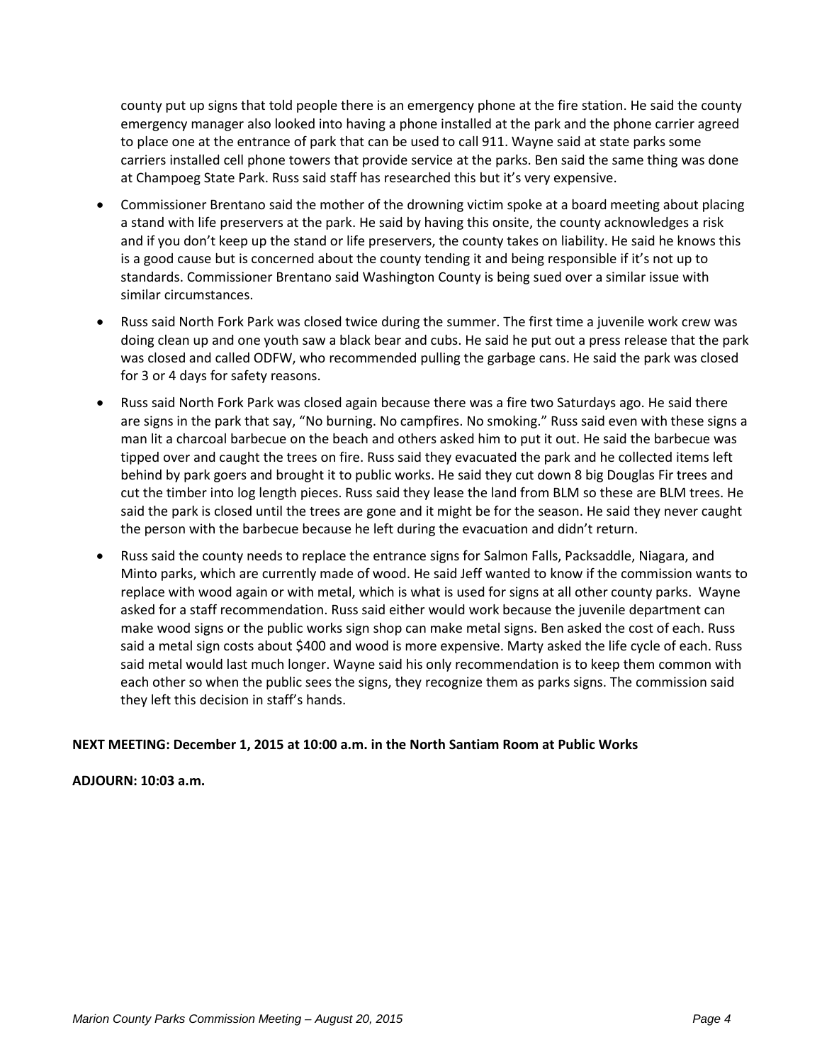county put up signs that told people there is an emergency phone at the fire station. He said the county emergency manager also looked into having a phone installed at the park and the phone carrier agreed to place one at the entrance of park that can be used to call 911. Wayne said at state parks some carriers installed cell phone towers that provide service at the parks. Ben said the same thing was done at Champoeg State Park. Russ said staff has researched this but it's very expensive.

- Commissioner Brentano said the mother of the drowning victim spoke at a board meeting about placing a stand with life preservers at the park. He said by having this onsite, the county acknowledges a risk and if you don't keep up the stand or life preservers, the county takes on liability. He said he knows this is a good cause but is concerned about the county tending it and being responsible if it's not up to standards. Commissioner Brentano said Washington County is being sued over a similar issue with similar circumstances.
- Russ said North Fork Park was closed twice during the summer. The first time a juvenile work crew was doing clean up and one youth saw a black bear and cubs. He said he put out a press release that the park was closed and called ODFW, who recommended pulling the garbage cans. He said the park was closed for 3 or 4 days for safety reasons.
- Russ said North Fork Park was closed again because there was a fire two Saturdays ago. He said there are signs in the park that say, "No burning. No campfires. No smoking." Russ said even with these signs a man lit a charcoal barbecue on the beach and others asked him to put it out. He said the barbecue was tipped over and caught the trees on fire. Russ said they evacuated the park and he collected items left behind by park goers and brought it to public works. He said they cut down 8 big Douglas Fir trees and cut the timber into log length pieces. Russ said they lease the land from BLM so these are BLM trees. He said the park is closed until the trees are gone and it might be for the season. He said they never caught the person with the barbecue because he left during the evacuation and didn't return.
- Russ said the county needs to replace the entrance signs for Salmon Falls, Packsaddle, Niagara, and Minto parks, which are currently made of wood. He said Jeff wanted to know if the commission wants to replace with wood again or with metal, which is what is used for signs at all other county parks. Wayne asked for a staff recommendation. Russ said either would work because the juvenile department can make wood signs or the public works sign shop can make metal signs. Ben asked the cost of each. Russ said a metal sign costs about $400 and wood is more expensive. Marty asked the life cycle of each. Russ said metal would last much longer. Wayne said his only recommendation is to keep them common with each other so when the public sees the signs, they recognize them as parks signs. The commission said they left this decision in staff's hands.

**NEXT MEETING: December 1, 2015 at 10:00 a.m. in the North Santiam Room at Public Works**

**ADJOURN: 10:03 a.m.**